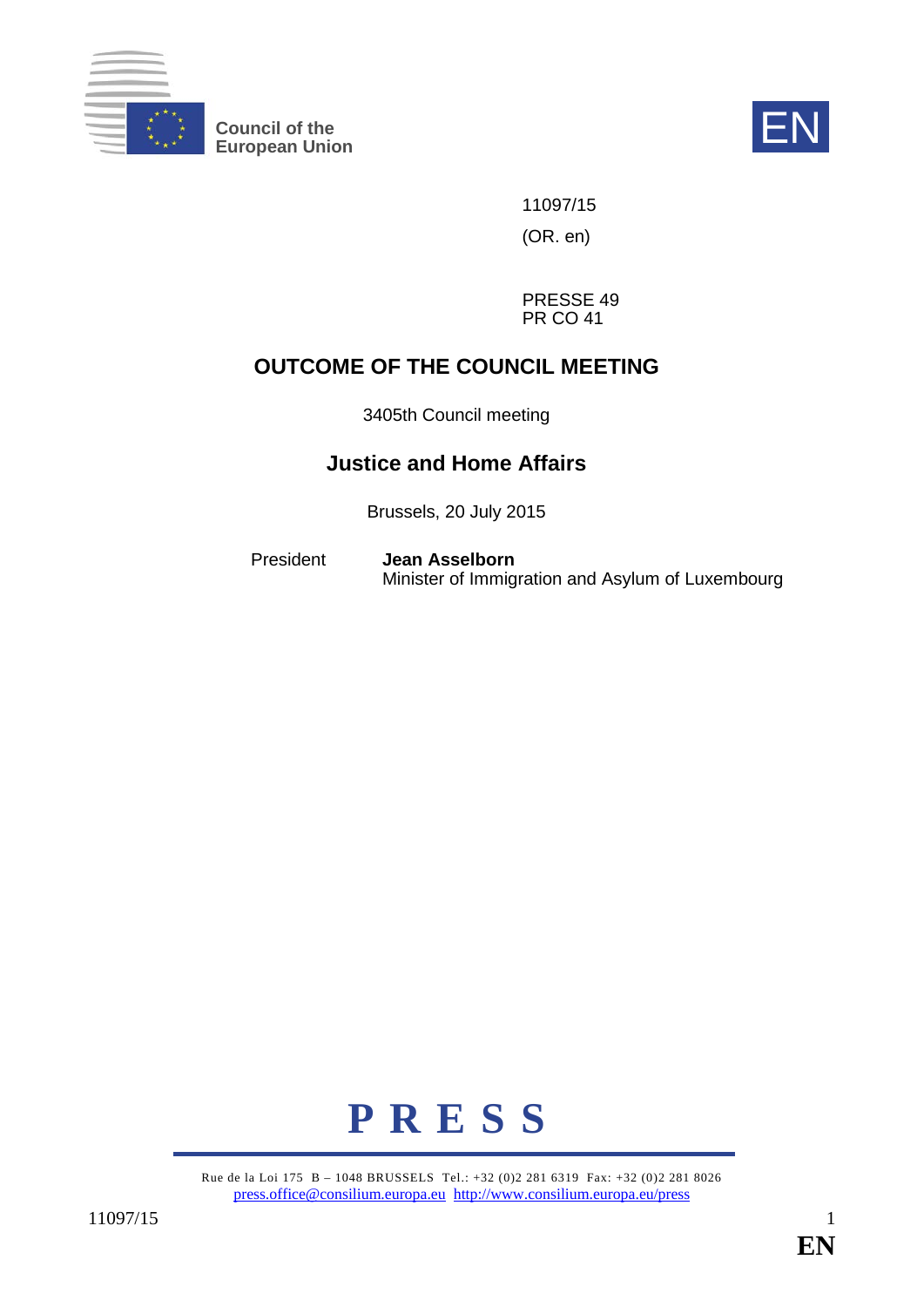Council of the European Union

EN

11097/15

(OR. en)

PRESSE 49
PR CO 41

# OUTCOME OF THE COUNCIL MEETING

3405th Council meeting

## Justice and Home Affairs

Brussels, 20 July 2015

President **Jean Asselborn**
Minister of Immigration and Asylum of Luxembourg

**P R E S S**

Rue de la Loi 175 B – 1048 BRUSSELS Tel.: +32 (0)2 281 6319 Fax: +32 (0)2 281 8026
press.office@consilium.europa.eu http://www.consilium.europa.eu/press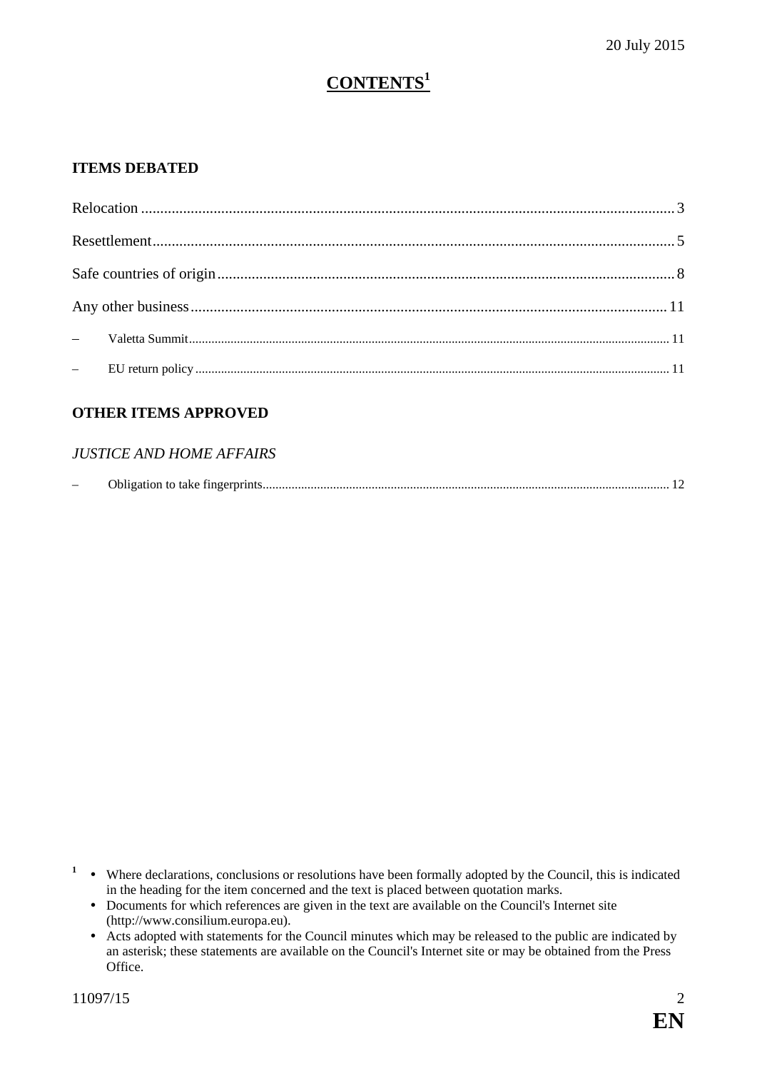20 July 2015

# CONTENTS[1]

## ITEMS DEBATED

Relocation .......................................................... 3

Resettlement .......................................................... 5

Safe countries of origin .......................................................... 8

Any other business .......................................................... 11

– Valetta Summit .......................................................... 11

– EU return policy .......................................................... 11

## OTHER ITEMS APPROVED

*JUSTICE AND HOME AFFAIRS*

– Obligation to take fingerprints .......................................................... 12

---

[1]
- Where declarations, conclusions or resolutions have been formally adopted by the Council, this is indicated in the heading for the item concerned and the text is placed between quotation marks.
- Documents for which references are given in the text are available on the Council's Internet site (http://www.consilium.europa.eu).
- Acts adopted with statements for the Council minutes which may be released to the public are indicated by an asterisk; these statements are available on the Council's Internet site or may be obtained from the Press Office.

11097/15

EN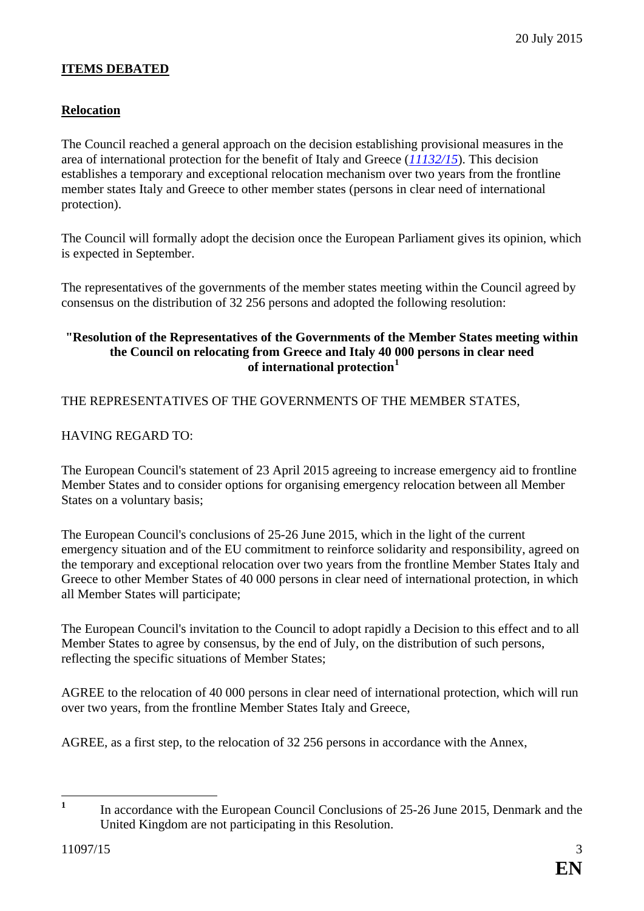20 July 2015

**ITEMS DEBATED**

**Relocation**

The Council reached a general approach on the decision establishing provisional measures in the area of international protection for the benefit of Italy and Greece (*11132/15*). This decision establishes a temporary and exceptional relocation mechanism over two years from the frontline member states Italy and Greece to other member states (persons in clear need of international protection).

The Council will formally adopt the decision once the European Parliament gives its opinion, which is expected in September.

The representatives of the governments of the member states meeting within the Council agreed by consensus on the distribution of 32 256 persons and adopted the following resolution:

**"Resolution of the Representatives of the Governments of the Member States meeting within the Council on relocating from Greece and Italy 40 000 persons in clear need of international protection[1]**

THE REPRESENTATIVES OF THE GOVERNMENTS OF THE MEMBER STATES,

HAVING REGARD TO:

The European Council's statement of 23 April 2015 agreeing to increase emergency aid to frontline Member States and to consider options for organising emergency relocation between all Member States on a voluntary basis;

The European Council's conclusions of 25-26 June 2015, which in the light of the current emergency situation and of the EU commitment to reinforce solidarity and responsibility, agreed on the temporary and exceptional relocation over two years from the frontline Member States Italy and Greece to other Member States of 40 000 persons in clear need of international protection, in which all Member States will participate;

The European Council's invitation to the Council to adopt rapidly a Decision to this effect and to all Member States to agree by consensus, by the end of July, on the distribution of such persons, reflecting the specific situations of Member States;

AGREE to the relocation of 40 000 persons in clear need of international protection, which will run over two years, from the frontline Member States Italy and Greece,

AGREE, as a first step, to the relocation of 32 256 persons in accordance with the Annex,

---

[1] In accordance with the European Council Conclusions of 25-26 June 2015, Denmark and the United Kingdom are not participating in this Resolution.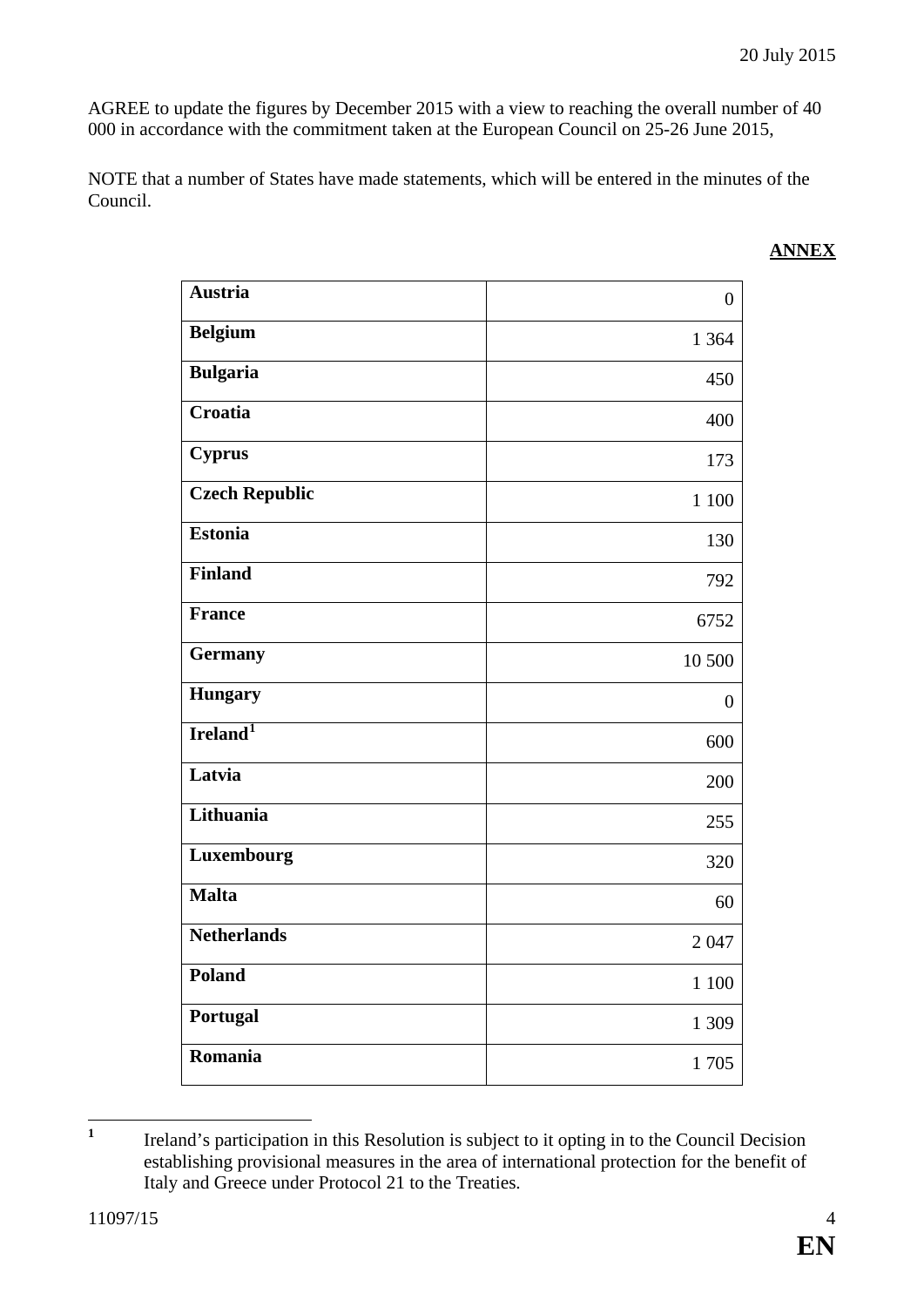AGREE to update the figures by December 2015 with a view to reaching the overall number of 40 000 in accordance with the commitment taken at the European Council on 25-26 June 2015,

NOTE that a number of States have made statements, which will be entered in the minutes of the Council.

**ANNEX**

| | |
|---|---|
| **Austria** | 0 |
| **Belgium** | 1 364 |
| **Bulgaria** | 450 |
| **Croatia** | 400 |
| **Cyprus** | 173 |
| **Czech Republic** | 1 100 |
| **Estonia** | 130 |
| **Finland** | 792 |
| **France** | 6752 |
| **Germany** | 10 500 |
| **Hungary** | 0 |
| **Ireland**[1] | 600 |
| **Latvia** | 200 |
| **Lithuania** | 255 |
| **Luxembourg** | 320 |
| **Malta** | 60 |
| **Netherlands** | 2 047 |
| **Poland** | 1 100 |
| **Portugal** | 1 309 |
| **Romania** | 1 705 |

[1] Ireland's participation in this Resolution is subject to it opting in to the Council Decision establishing provisional measures in the area of international protection for the benefit of Italy and Greece under Protocol 21 to the Treaties.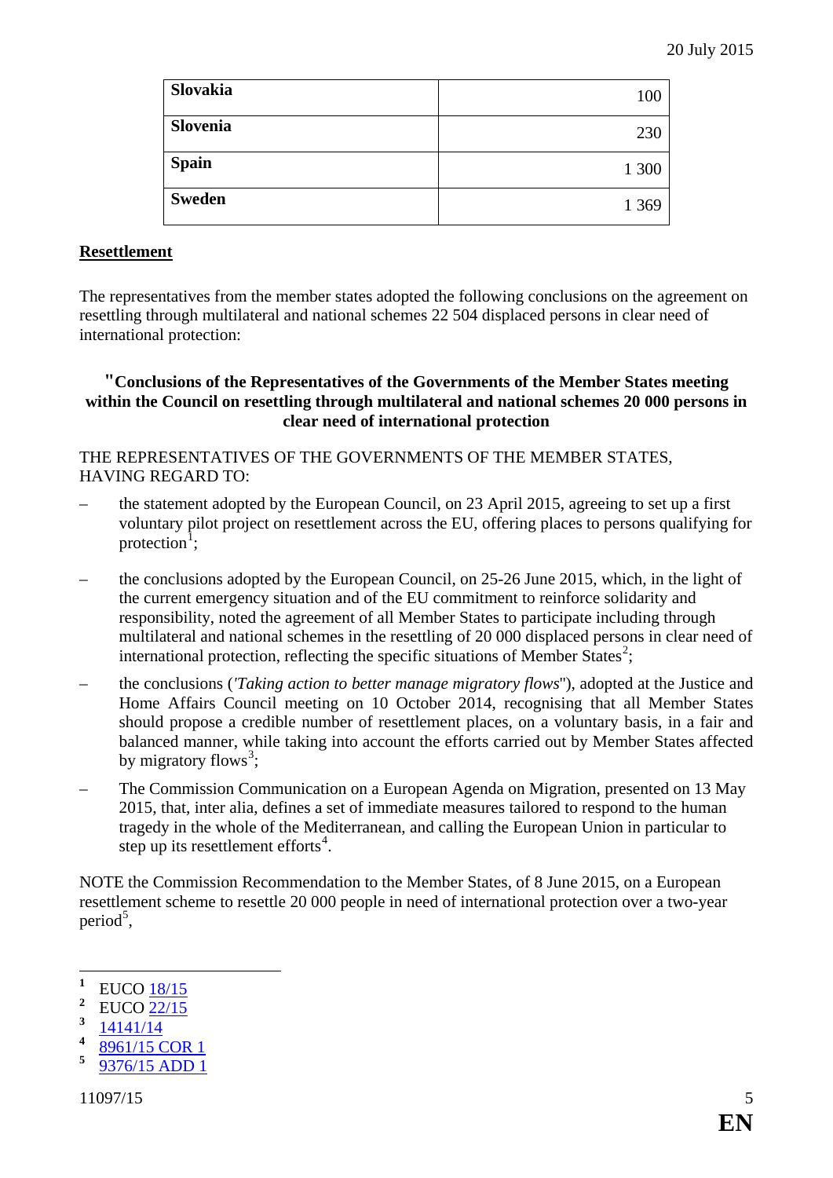| | |
|---|---|
| **Slovakia** | 100 |
| **Slovenia** | 230 |
| **Spain** | 1 300 |
| **Sweden** | 1 369 |

**<u>Resettlement</u>**

The representatives from the member states adopted the following conclusions on the agreement on resettling through multilateral and national schemes 22 504 displaced persons in clear need of international protection:

**"Conclusions of the Representatives of the Governments of the Member States meeting within the Council on resettling through multilateral and national schemes 20 000 persons in clear need of international protection**

THE REPRESENTATIVES OF THE GOVERNMENTS OF THE MEMBER STATES, HAVING REGARD TO:

– the statement adopted by the European Council, on 23 April 2015, agreeing to set up a first voluntary pilot project on resettlement across the EU, offering places to persons qualifying for protection[1];

– the conclusions adopted by the European Council, on 25-26 June 2015, which, in the light of the current emergency situation and of the EU commitment to reinforce solidarity and responsibility, noted the agreement of all Member States to participate including through multilateral and national schemes in the resettling of 20 000 displaced persons in clear need of international protection, reflecting the specific situations of Member States[2];

– the conclusions ('*Taking action to better manage migratory flows*''), adopted at the Justice and Home Affairs Council meeting on 10 October 2014, recognising that all Member States should propose a credible number of resettlement places, on a voluntary basis, in a fair and balanced manner, while taking into account the efforts carried out by Member States affected by migratory flows[3];

– The Commission Communication on a European Agenda on Migration, presented on 13 May 2015, that, inter alia, defines a set of immediate measures tailored to respond to the human tragedy in the whole of the Mediterranean, and calling the European Union in particular to step up its resettlement efforts[4].

NOTE the Commission Recommendation to the Member States, of 8 June 2015, on a European resettlement scheme to resettle 20 000 people in need of international protection over a two-year period[5],

---

[1] EUCO 18/15
[2] EUCO 22/15
[3] 14141/14
[4] 8961/15 COR 1
[5] 9376/15 ADD 1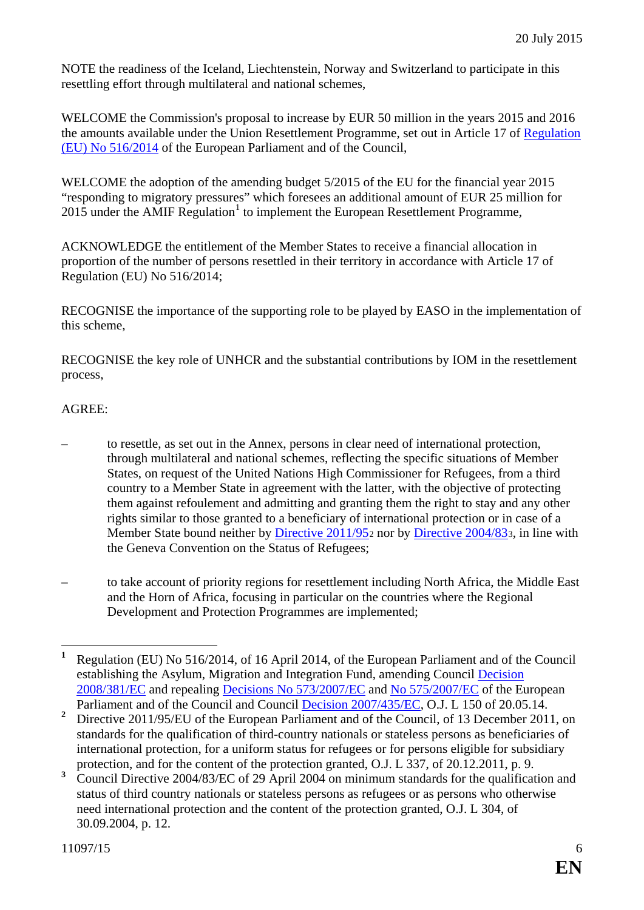NOTE the readiness of the Iceland, Liechtenstein, Norway and Switzerland to participate in this resettling effort through multilateral and national schemes,

WELCOME the Commission's proposal to increase by EUR 50 million in the years 2015 and 2016 the amounts available under the Union Resettlement Programme, set out in Article 17 of Regulation (EU) No 516/2014 of the European Parliament and of the Council,

WELCOME the adoption of the amending budget 5/2015 of the EU for the financial year 2015 "responding to migratory pressures" which foresees an additional amount of EUR 25 million for 2015 under the AMIF Regulation[1] to implement the European Resettlement Programme,

ACKNOWLEDGE the entitlement of the Member States to receive a financial allocation in proportion of the number of persons resettled in their territory in accordance with Article 17 of Regulation (EU) No 516/2014;

RECOGNISE the importance of the supporting role to be played by EASO in the implementation of this scheme,

RECOGNISE the key role of UNHCR and the substantial contributions by IOM in the resettlement process,

AGREE:

– to resettle, as set out in the Annex, persons in clear need of international protection, through multilateral and national schemes, reflecting the specific situations of Member States, on request of the United Nations High Commissioner for Refugees, from a third country to a Member State in agreement with the latter, with the objective of protecting them against refoulement and admitting and granting them the right to stay and any other rights similar to those granted to a beneficiary of international protection or in case of a Member State bound neither by Directive 2011/95[2] nor by Directive 2004/83[3], in line with the Geneva Convention on the Status of Refugees;

– to take account of priority regions for resettlement including North Africa, the Middle East and the Horn of Africa, focusing in particular on the countries where the Regional Development and Protection Programmes are implemented;

---

[1] Regulation (EU) No 516/2014, of 16 April 2014, of the European Parliament and of the Council establishing the Asylum, Migration and Integration Fund, amending Council Decision 2008/381/EC and repealing Decisions No 573/2007/EC and No 575/2007/EC of the European Parliament and of the Council and Council Decision 2007/435/EC, O.J. L 150 of 20.05.14.

[2] Directive 2011/95/EU of the European Parliament and of the Council, of 13 December 2011, on standards for the qualification of third-country nationals or stateless persons as beneficiaries of international protection, for a uniform status for refugees or for persons eligible for subsidiary protection, and for the content of the protection granted, O.J. L 337, of 20.12.2011, p. 9.

[3] Council Directive 2004/83/EC of 29 April 2004 on minimum standards for the qualification and status of third country nationals or stateless persons as refugees or as persons who otherwise need international protection and the content of the protection granted, O.J. L 304, of 30.09.2004, p. 12.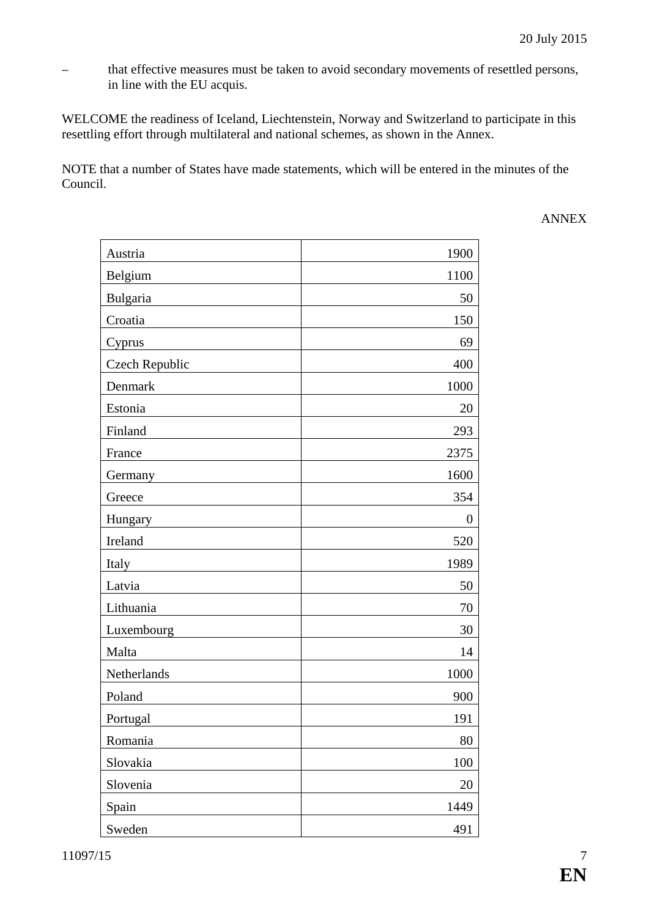– that effective measures must be taken to avoid secondary movements of resettled persons, in line with the EU acquis.

WELCOME the readiness of Iceland, Liechtenstein, Norway and Switzerland to participate in this resettling effort through multilateral and national schemes, as shown in the Annex.

NOTE that a number of States have made statements, which will be entered in the minutes of the Council.

ANNEX

| | |
|---|---:|
| Austria | 1900 |
| Belgium | 1100 |
| Bulgaria | 50 |
| Croatia | 150 |
| Cyprus | 69 |
| Czech Republic | 400 |
| Denmark | 1000 |
| Estonia | 20 |
| Finland | 293 |
| France | 2375 |
| Germany | 1600 |
| Greece | 354 |
| Hungary | 0 |
| Ireland | 520 |
| Italy | 1989 |
| Latvia | 50 |
| Lithuania | 70 |
| Luxembourg | 30 |
| Malta | 14 |
| Netherlands | 1000 |
| Poland | 900 |
| Portugal | 191 |
| Romania | 80 |
| Slovakia | 100 |
| Slovenia | 20 |
| Spain | 1449 |
| Sweden | 491 |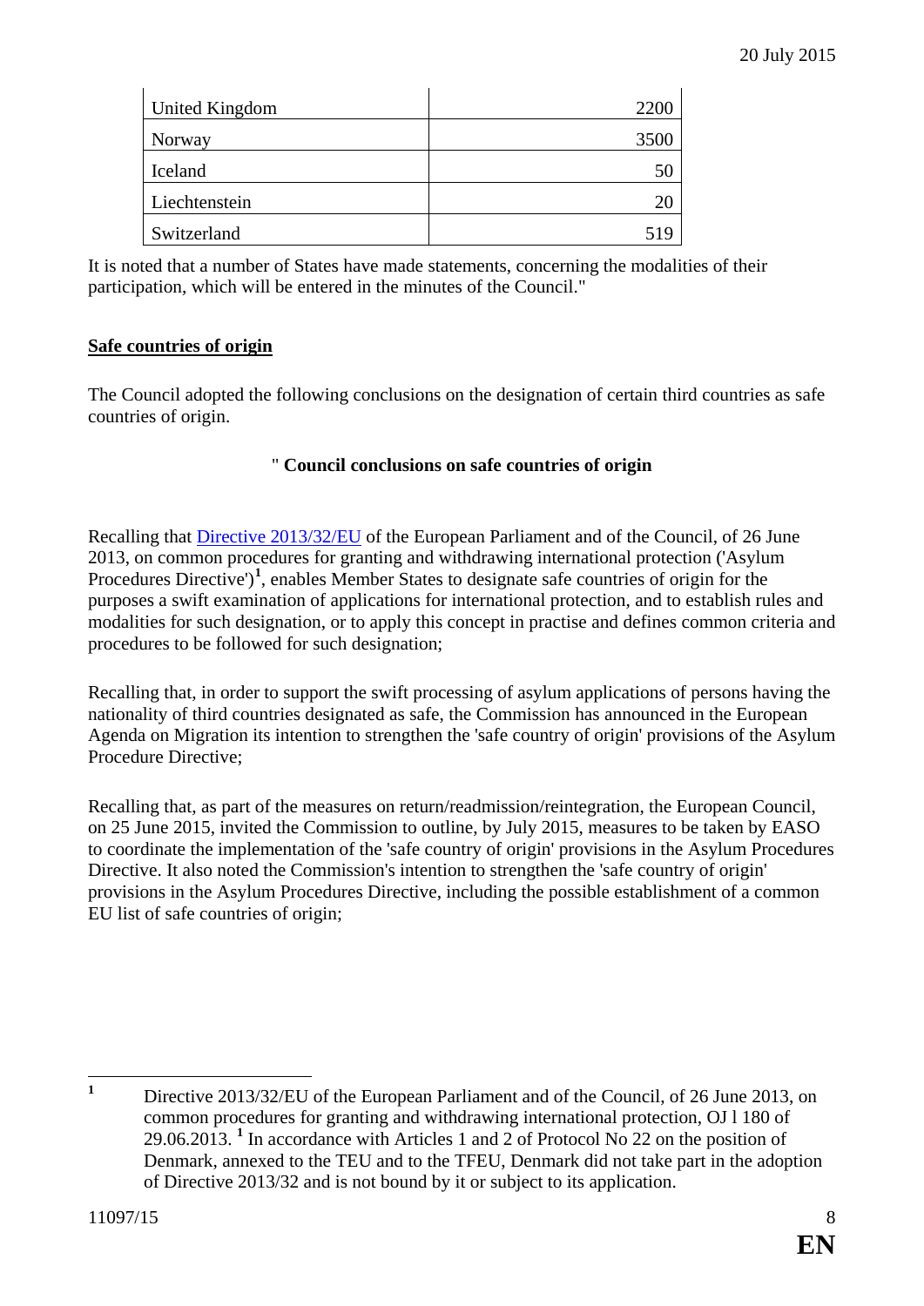| United Kingdom | 2200 |
|---|---|
| Norway | 3500 |
| Iceland | 50 |
| Liechtenstein | 20 |
| Switzerland | 519 |

It is noted that a number of States have made statements, concerning the modalities of their participation, which will be entered in the minutes of the Council."

**Safe countries of origin**

The Council adopted the following conclusions on the designation of certain third countries as safe countries of origin.

" **Council conclusions on safe countries of origin**

Recalling that Directive 2013/32/EU of the European Parliament and of the Council, of 26 June 2013, on common procedures for granting and withdrawing international protection ('Asylum Procedures Directive')[1], enables Member States to designate safe countries of origin for the purposes a swift examination of applications for international protection, and to establish rules and modalities for such designation, or to apply this concept in practise and defines common criteria and procedures to be followed for such designation;

Recalling that, in order to support the swift processing of asylum applications of persons having the nationality of third countries designated as safe, the Commission has announced in the European Agenda on Migration its intention to strengthen the 'safe country of origin' provisions of the Asylum Procedure Directive;

Recalling that, as part of the measures on return/readmission/reintegration, the European Council, on 25 June 2015, invited the Commission to outline, by July 2015, measures to be taken by EASO to coordinate the implementation of the 'safe country of origin' provisions in the Asylum Procedures Directive. It also noted the Commission's intention to strengthen the 'safe country of origin' provisions in the Asylum Procedures Directive, including the possible establishment of a common EU list of safe countries of origin;

---

[1] Directive 2013/32/EU of the European Parliament and of the Council, of 26 June 2013, on common procedures for granting and withdrawing international protection, OJ l 180 of 29.06.2013. [1] In accordance with Articles 1 and 2 of Protocol No 22 on the position of Denmark, annexed to the TEU and to the TFEU, Denmark did not take part in the adoption of Directive 2013/32 and is not bound by it or subject to its application.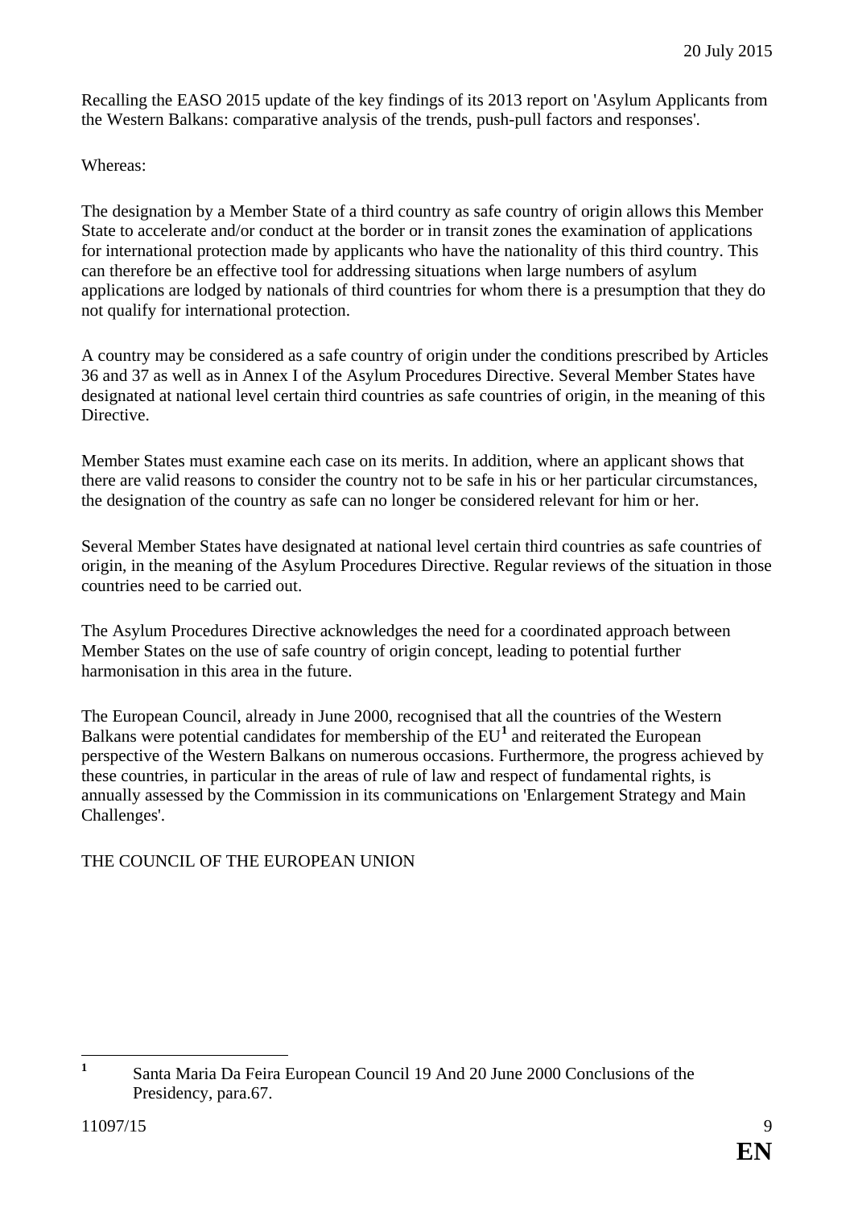Recalling the EASO 2015 update of the key findings of its 2013 report on 'Asylum Applicants from the Western Balkans: comparative analysis of the trends, push-pull factors and responses'.

Whereas:

The designation by a Member State of a third country as safe country of origin allows this Member State to accelerate and/or conduct at the border or in transit zones the examination of applications for international protection made by applicants who have the nationality of this third country. This can therefore be an effective tool for addressing situations when large numbers of asylum applications are lodged by nationals of third countries for whom there is a presumption that they do not qualify for international protection.

A country may be considered as a safe country of origin under the conditions prescribed by Articles 36 and 37 as well as in Annex I of the Asylum Procedures Directive. Several Member States have designated at national level certain third countries as safe countries of origin, in the meaning of this Directive.

Member States must examine each case on its merits. In addition, where an applicant shows that there are valid reasons to consider the country not to be safe in his or her particular circumstances, the designation of the country as safe can no longer be considered relevant for him or her.

Several Member States have designated at national level certain third countries as safe countries of origin, in the meaning of the Asylum Procedures Directive. Regular reviews of the situation in those countries need to be carried out.

The Asylum Procedures Directive acknowledges the need for a coordinated approach between Member States on the use of safe country of origin concept, leading to potential further harmonisation in this area in the future.

The European Council, already in June 2000, recognised that all the countries of the Western Balkans were potential candidates for membership of the EU[1] and reiterated the European perspective of the Western Balkans on numerous occasions. Furthermore, the progress achieved by these countries, in particular in the areas of rule of law and respect of fundamental rights, is annually assessed by the Commission in its communications on 'Enlargement Strategy and Main Challenges'.

THE COUNCIL OF THE EUROPEAN UNION

---

[1] Santa Maria Da Feira European Council 19 And 20 June 2000 Conclusions of the Presidency, para.67.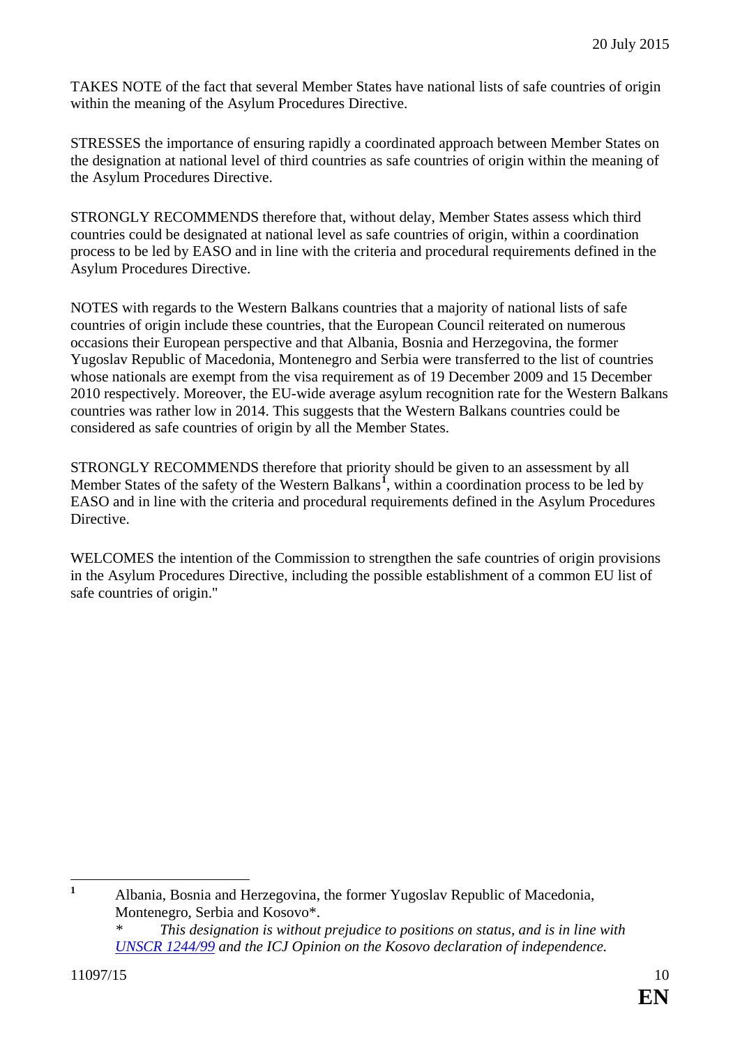TAKES NOTE of the fact that several Member States have national lists of safe countries of origin within the meaning of the Asylum Procedures Directive.

STRESSES the importance of ensuring rapidly a coordinated approach between Member States on the designation at national level of third countries as safe countries of origin within the meaning of the Asylum Procedures Directive.

STRONGLY RECOMMENDS therefore that, without delay, Member States assess which third countries could be designated at national level as safe countries of origin, within a coordination process to be led by EASO and in line with the criteria and procedural requirements defined in the Asylum Procedures Directive.

NOTES with regards to the Western Balkans countries that a majority of national lists of safe countries of origin include these countries, that the European Council reiterated on numerous occasions their European perspective and that Albania, Bosnia and Herzegovina, the former Yugoslav Republic of Macedonia, Montenegro and Serbia were transferred to the list of countries whose nationals are exempt from the visa requirement as of 19 December 2009 and 15 December 2010 respectively. Moreover, the EU-wide average asylum recognition rate for the Western Balkans countries was rather low in 2014. This suggests that the Western Balkans countries could be considered as safe countries of origin by all the Member States.

STRONGLY RECOMMENDS therefore that priority should be given to an assessment by all Member States of the safety of the Western Balkans[1], within a coordination process to be led by EASO and in line with the criteria and procedural requirements defined in the Asylum Procedures Directive.

WELCOMES the intention of the Commission to strengthen the safe countries of origin provisions in the Asylum Procedures Directive, including the possible establishment of a common EU list of safe countries of origin."

---

[1] Albania, Bosnia and Herzegovina, the former Yugoslav Republic of Macedonia, Montenegro, Serbia and Kosovo*.

*This designation is without prejudice to positions on status, and is in line with UNSCR 1244/99 and the ICJ Opinion on the Kosovo declaration of independence.*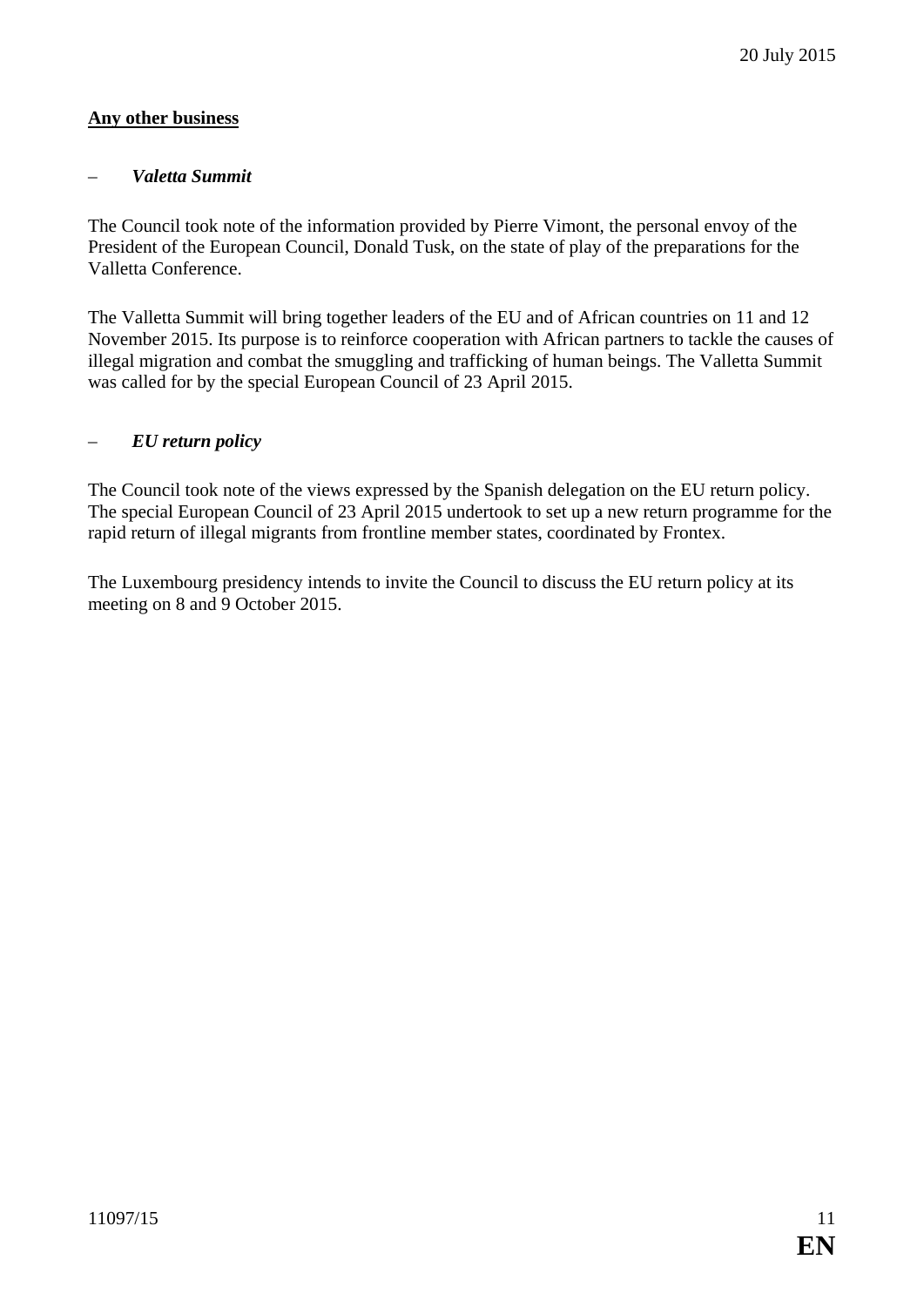**Any other business**

– ***Valetta Summit***

The Council took note of the information provided by Pierre Vimont, the personal envoy of the President of the European Council, Donald Tusk, on the state of play of the preparations for the Valletta Conference.

The Valletta Summit will bring together leaders of the EU and of African countries on 11 and 12 November 2015. Its purpose is to reinforce cooperation with African partners to tackle the causes of illegal migration and combat the smuggling and trafficking of human beings. The Valletta Summit was called for by the special European Council of 23 April 2015.

– ***EU return policy***

The Council took note of the views expressed by the Spanish delegation on the EU return policy. The special European Council of 23 April 2015 undertook to set up a new return programme for the rapid return of illegal migrants from frontline member states, coordinated by Frontex.

The Luxembourg presidency intends to invite the Council to discuss the EU return policy at its meeting on 8 and 9 October 2015.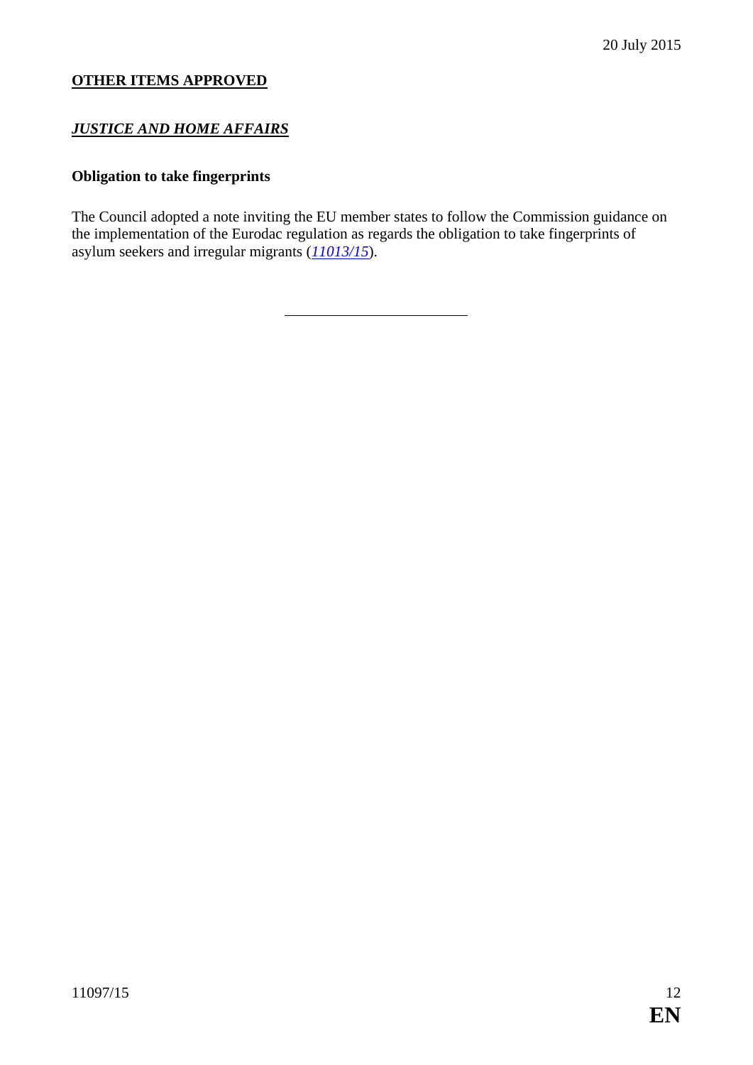## OTHER ITEMS APPROVED

### *JUSTICE AND HOME AFFAIRS*

**Obligation to take fingerprints**

The Council adopted a note inviting the EU member states to follow the Commission guidance on the implementation of the Eurodac regulation as regards the obligation to take fingerprints of asylum seekers and irregular migrants (*11013/15*).